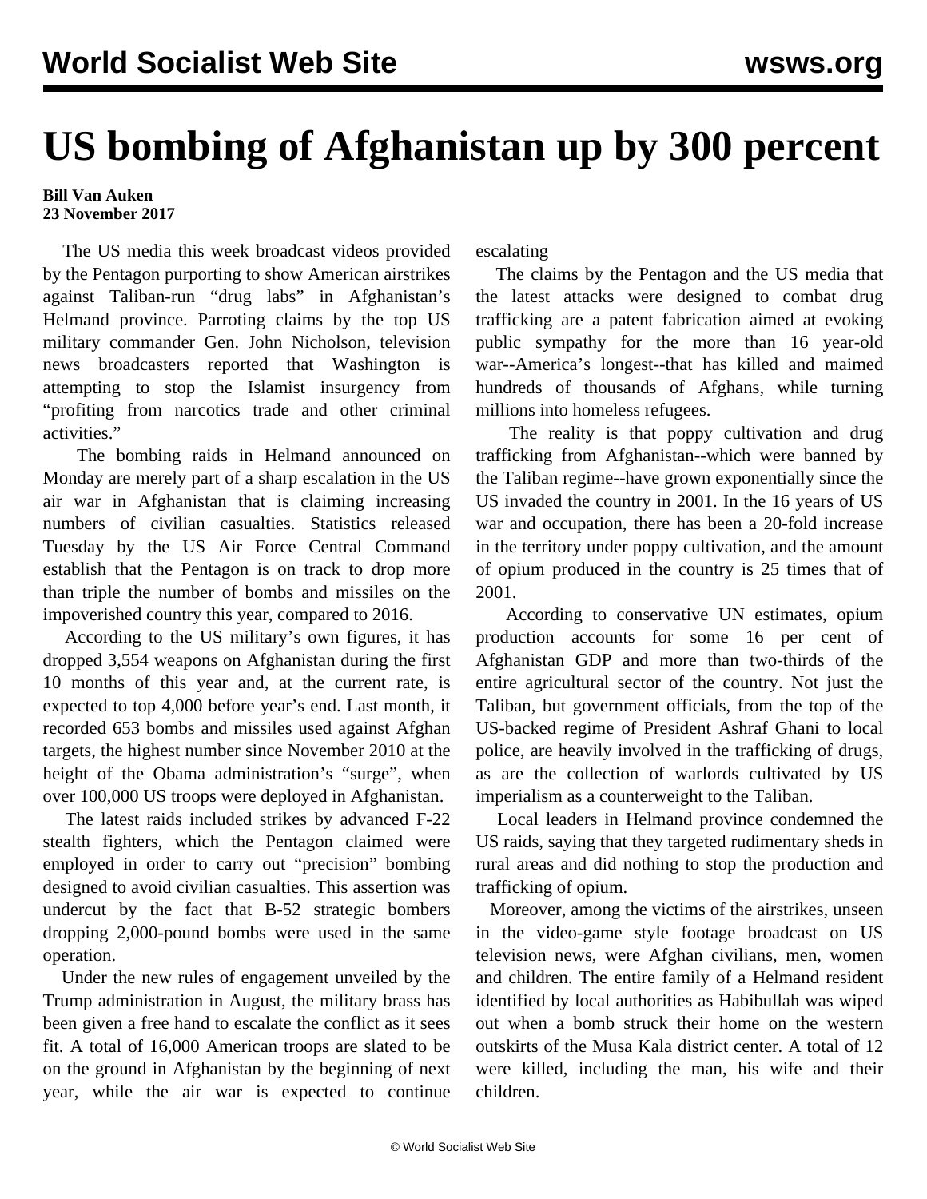# US bombing of Afghanistan up by 300 percent

**Bill Van Auken**
**23 November 2017**

The US media this week broadcast videos provided by the Pentagon purporting to show American airstrikes against Taliban-run "drug labs" in Afghanistan's Helmand province. Parroting claims by the top US military commander Gen. John Nicholson, television news broadcasters reported that Washington is attempting to stop the Islamist insurgency from "profiting from narcotics trade and other criminal activities."

The bombing raids in Helmand announced on Monday are merely part of a sharp escalation in the US air war in Afghanistan that is claiming increasing numbers of civilian casualties. Statistics released Tuesday by the US Air Force Central Command establish that the Pentagon is on track to drop more than triple the number of bombs and missiles on the impoverished country this year, compared to 2016.

According to the US military's own figures, it has dropped 3,554 weapons on Afghanistan during the first 10 months of this year and, at the current rate, is expected to top 4,000 before year's end. Last month, it recorded 653 bombs and missiles used against Afghan targets, the highest number since November 2010 at the height of the Obama administration's "surge", when over 100,000 US troops were deployed in Afghanistan.

The latest raids included strikes by advanced F-22 stealth fighters, which the Pentagon claimed were employed in order to carry out "precision" bombing designed to avoid civilian casualties. This assertion was undercut by the fact that B-52 strategic bombers dropping 2,000-pound bombs were used in the same operation.

Under the new rules of engagement unveiled by the Trump administration in August, the military brass has been given a free hand to escalate the conflict as it sees fit. A total of 16,000 American troops are slated to be on the ground in Afghanistan by the beginning of next year, while the air war is expected to continue escalating

The claims by the Pentagon and the US media that the latest attacks were designed to combat drug trafficking are a patent fabrication aimed at evoking public sympathy for the more than 16 year-old war--America's longest--that has killed and maimed hundreds of thousands of Afghans, while turning millions into homeless refugees.

The reality is that poppy cultivation and drug trafficking from Afghanistan--which were banned by the Taliban regime--have grown exponentially since the US invaded the country in 2001. In the 16 years of US war and occupation, there has been a 20-fold increase in the territory under poppy cultivation, and the amount of opium produced in the country is 25 times that of 2001.

According to conservative UN estimates, opium production accounts for some 16 per cent of Afghanistan GDP and more than two-thirds of the entire agricultural sector of the country. Not just the Taliban, but government officials, from the top of the US-backed regime of President Ashraf Ghani to local police, are heavily involved in the trafficking of drugs, as are the collection of warlords cultivated by US imperialism as a counterweight to the Taliban.

Local leaders in Helmand province condemned the US raids, saying that they targeted rudimentary sheds in rural areas and did nothing to stop the production and trafficking of opium.

Moreover, among the victims of the airstrikes, unseen in the video-game style footage broadcast on US television news, were Afghan civilians, men, women and children. The entire family of a Helmand resident identified by local authorities as Habibullah was wiped out when a bomb struck their home on the western outskirts of the Musa Kala district center. A total of 12 were killed, including the man, his wife and their children.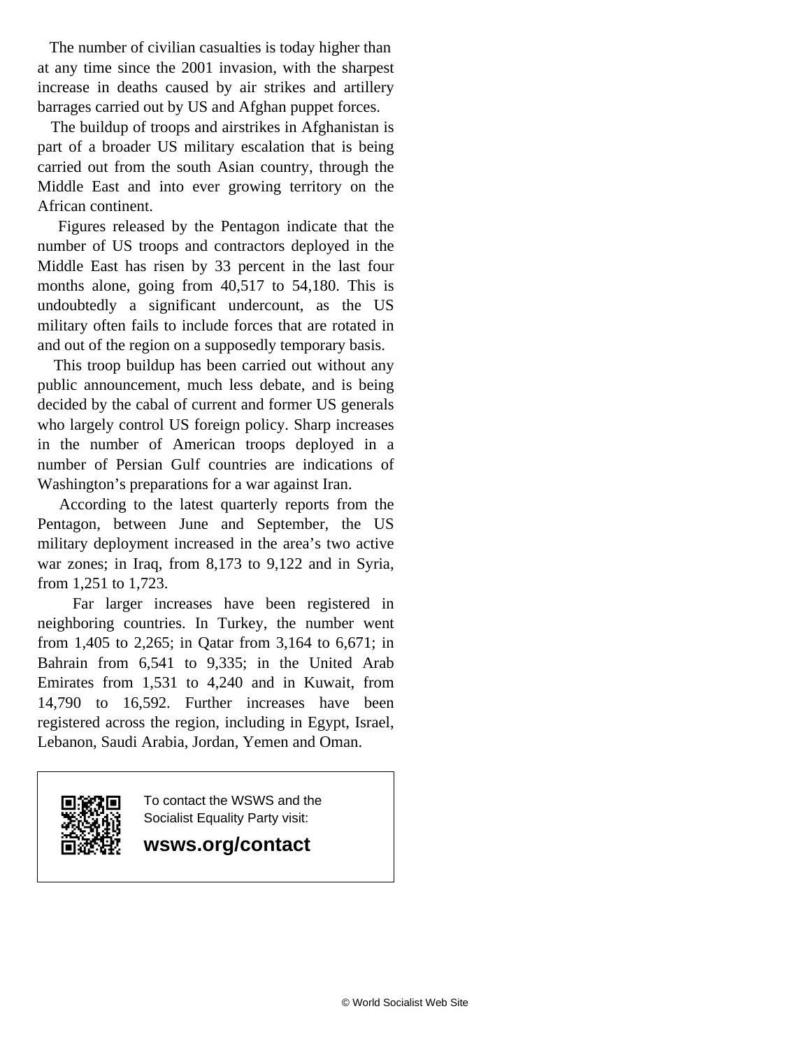The number of civilian casualties is today higher than at any time since the 2001 invasion, with the sharpest increase in deaths caused by air strikes and artillery barrages carried out by US and Afghan puppet forces.

The buildup of troops and airstrikes in Afghanistan is part of a broader US military escalation that is being carried out from the south Asian country, through the Middle East and into ever growing territory on the African continent.

Figures released by the Pentagon indicate that the number of US troops and contractors deployed in the Middle East has risen by 33 percent in the last four months alone, going from 40,517 to 54,180. This is undoubtedly a significant undercount, as the US military often fails to include forces that are rotated in and out of the region on a supposedly temporary basis.

This troop buildup has been carried out without any public announcement, much less debate, and is being decided by the cabal of current and former US generals who largely control US foreign policy. Sharp increases in the number of American troops deployed in a number of Persian Gulf countries are indications of Washington's preparations for a war against Iran.

According to the latest quarterly reports from the Pentagon, between June and September, the US military deployment increased in the area's two active war zones; in Iraq, from 8,173 to 9,122 and in Syria, from 1,251 to 1,723.

Far larger increases have been registered in neighboring countries. In Turkey, the number went from 1,405 to 2,265; in Qatar from 3,164 to 6,671; in Bahrain from 6,541 to 9,335; in the United Arab Emirates from 1,531 to 4,240 and in Kuwait, from 14,790 to 16,592. Further increases have been registered across the region, including in Egypt, Israel, Lebanon, Saudi Arabia, Jordan, Yemen and Oman.

To contact the WSWS and the Socialist Equality Party visit:

**wsws.org/contact**